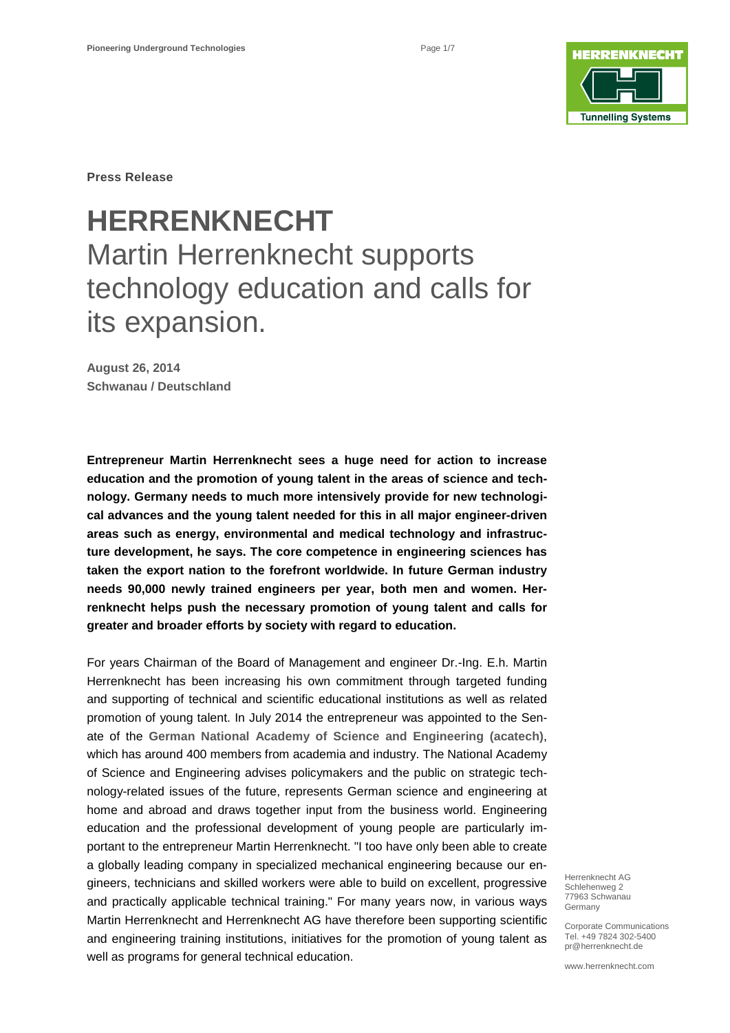Press Release

# HERRENKNECHT

## Martin Herrenknecht supports technology education and calls for its expansion.

**August 26, 2014**
**Schwanau / Deutschland**

**Entrepreneur Martin Herrenknecht sees a huge need for action to increase education and the promotion of young talent in the areas of science and technology. Germany needs to much more intensively provide for new technological advances and the young talent needed for this in all major engineer-driven areas such as energy, environmental and medical technology and infrastructure development, he says. The core competence in engineering sciences has taken the export nation to the forefront worldwide. In future German industry needs 90,000 newly trained engineers per year, both men and women. Herrenknecht helps push the necessary promotion of young talent and calls for greater and broader efforts by society with regard to education.**

For years Chairman of the Board of Management and engineer Dr.-Ing. E.h. Martin Herrenknecht has been increasing his own commitment through targeted funding and supporting of technical and scientific educational institutions as well as related promotion of young talent. In July 2014 the entrepreneur was appointed to the Senate of the **German National Academy of Science and Engineering (acatech)**, which has around 400 members from academia and industry. The National Academy of Science and Engineering advises policymakers and the public on strategic technology-related issues of the future, represents German science and engineering at home and abroad and draws together input from the business world. Engineering education and the professional development of young people are particularly important to the entrepreneur Martin Herrenknecht. "I too have only been able to create a globally leading company in specialized mechanical engineering because our engineers, technicians and skilled workers were able to build on excellent, progressive and practically applicable technical training." For many years now, in various ways Martin Herrenknecht and Herrenknecht AG have therefore been supporting scientific and engineering training institutions, initiatives for the promotion of young talent as well as programs for general technical education.

Herrenknecht AG
Schlehenweg 2
77963 Schwanau
Germany

Corporate Communications
Tel. +49 7824 302-5400
pr@herrenknecht.de

www.herrenknecht.com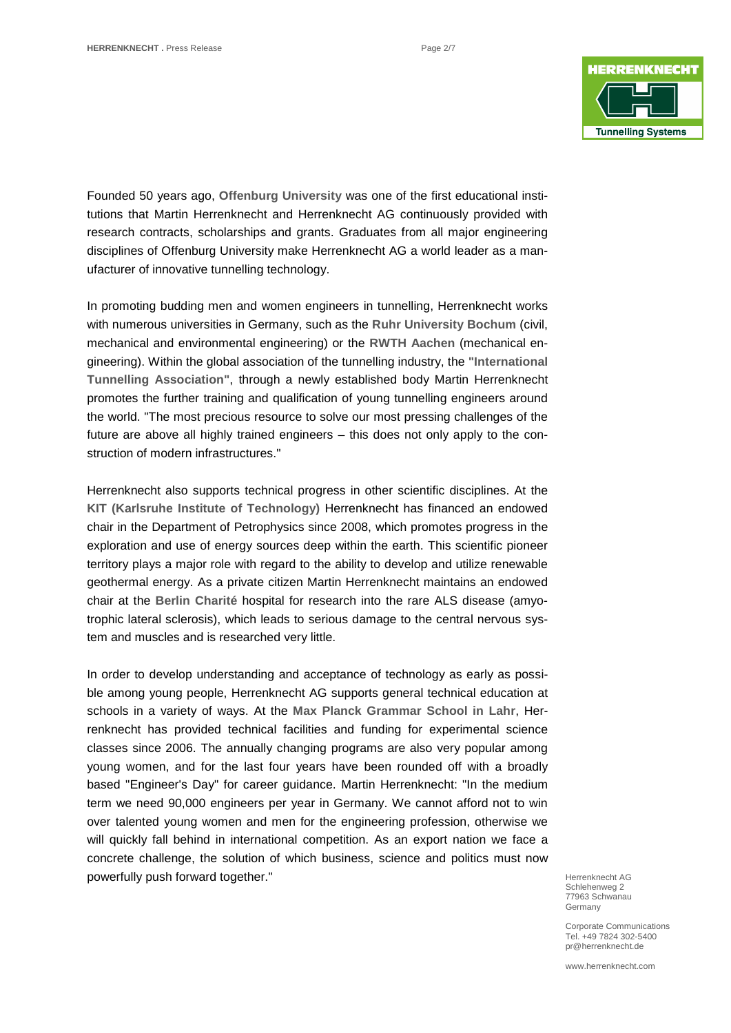Founded 50 years ago, **Offenburg University** was one of the first educational institutions that Martin Herrenknecht and Herrenknecht AG continuously provided with research contracts, scholarships and grants. Graduates from all major engineering disciplines of Offenburg University make Herrenknecht AG a world leader as a manufacturer of innovative tunnelling technology.

In promoting budding men and women engineers in tunnelling, Herrenknecht works with numerous universities in Germany, such as the **Ruhr University Bochum** (civil, mechanical and environmental engineering) or the **RWTH Aachen** (mechanical engineering). Within the global association of the tunnelling industry, the **"International Tunnelling Association"**, through a newly established body Martin Herrenknecht promotes the further training and qualification of young tunnelling engineers around the world. "The most precious resource to solve our most pressing challenges of the future are above all highly trained engineers – this does not only apply to the construction of modern infrastructures."

Herrenknecht also supports technical progress in other scientific disciplines. At the **KIT (Karlsruhe Institute of Technology)** Herrenknecht has financed an endowed chair in the Department of Petrophysics since 2008, which promotes progress in the exploration and use of energy sources deep within the earth. This scientific pioneer territory plays a major role with regard to the ability to develop and utilize renewable geothermal energy. As a private citizen Martin Herrenknecht maintains an endowed chair at the **Berlin Charité** hospital for research into the rare ALS disease (amyotrophic lateral sclerosis), which leads to serious damage to the central nervous system and muscles and is researched very little.

In order to develop understanding and acceptance of technology as early as possible among young people, Herrenknecht AG supports general technical education at schools in a variety of ways. At the **Max Planck Grammar School in Lahr**, Herrenknecht has provided technical facilities and funding for experimental science classes since 2006. The annually changing programs are also very popular among young women, and for the last four years have been rounded off with a broadly based "Engineer's Day" for career guidance. Martin Herrenknecht: "In the medium term we need 90,000 engineers per year in Germany. We cannot afford not to win over talented young women and men for the engineering profession, otherwise we will quickly fall behind in international competition. As an export nation we face a concrete challenge, the solution of which business, science and politics must now powerfully push forward together."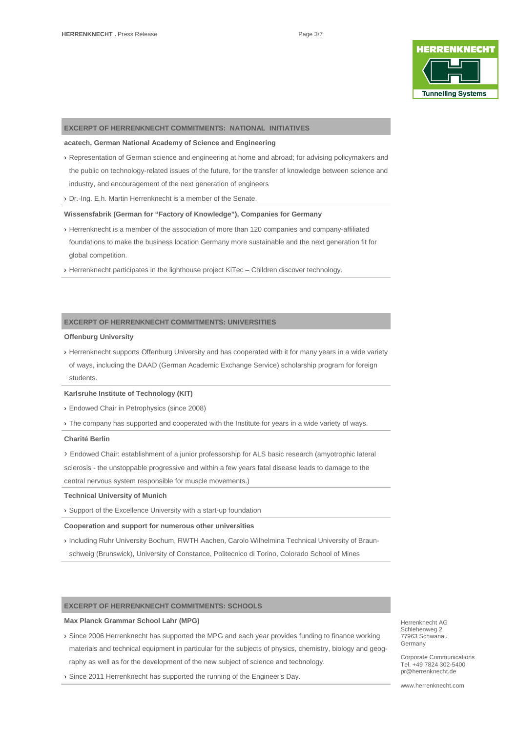## EXCERPT OF HERRENKNECHT COMMITMENTS: NATIONAL INITIATIVES

**acatech, German National Academy of Science and Engineering**

› Representation of German science and engineering at home and abroad; for advising policymakers and the public on technology-related issues of the future, for the transfer of knowledge between science and industry, and encouragement of the next generation of engineers

› Dr.-Ing. E.h. Martin Herrenknecht is a member of the Senate.

**Wissensfabrik (German for "Factory of Knowledge"), Companies for Germany**

› Herrenknecht is a member of the association of more than 120 companies and company-affiliated foundations to make the business location Germany more sustainable and the next generation fit for global competition.

› Herrenknecht participates in the lighthouse project KiTec – Children discover technology.

## EXCERPT OF HERRENKNECHT COMMITMENTS: UNIVERSITIES

**Offenburg University**

› Herrenknecht supports Offenburg University and has cooperated with it for many years in a wide variety of ways, including the DAAD (German Academic Exchange Service) scholarship program for foreign students.

**Karlsruhe Institute of Technology (KIT)**

› Endowed Chair in Petrophysics (since 2008)

› The company has supported and cooperated with the Institute for years in a wide variety of ways.

**Charité Berlin**

› Endowed Chair: establishment of a junior professorship for ALS basic research (amyotrophic lateral sclerosis - the unstoppable progressive and within a few years fatal disease leads to damage to the central nervous system responsible for muscle movements.)

**Technical University of Munich**

› Support of the Excellence University with a start-up foundation

**Cooperation and support for numerous other universities**

› Including Ruhr University Bochum, RWTH Aachen, Carolo Wilhelmina Technical University of Braunschweig (Brunswick), University of Constance, Politecnico di Torino, Colorado School of Mines

## EXCERPT OF HERRENKNECHT COMMITMENTS: SCHOOLS

**Max Planck Grammar School Lahr (MPG)**

› Since 2006 Herrenknecht has supported the MPG and each year provides funding to finance working materials and technical equipment in particular for the subjects of physics, chemistry, biology and geography as well as for the development of the new subject of science and technology.

› Since 2011 Herrenknecht has supported the running of the Engineer's Day.

Herrenknecht AG
Schlehenweg 2
77963 Schwanau
Germany

Corporate Communications
Tel. +49 7824 302-5400
pr@herrenknecht.de

www.herrenknecht.com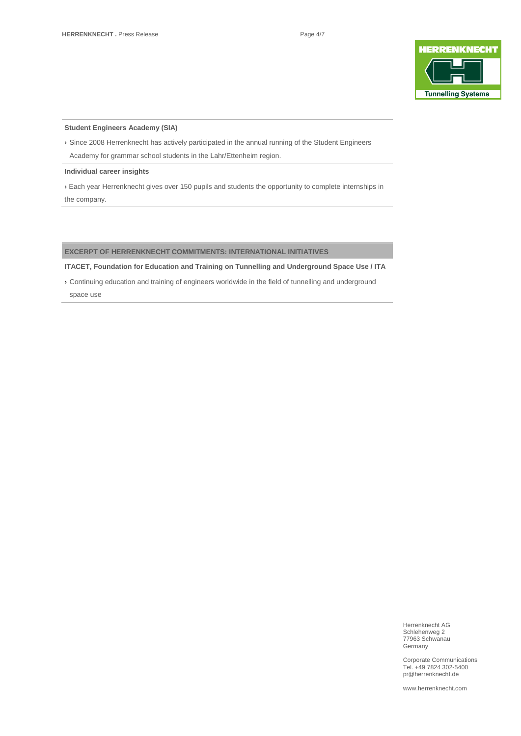**Student Engineers Academy (SIA)**

› Since 2008 Herrenknecht has actively participated in the annual running of the Student Engineers Academy for grammar school students in the Lahr/Ettenheim region.

**Individual career insights**

› Each year Herrenknecht gives over 150 pupils and students the opportunity to complete internships in the company.

## EXCERPT OF HERRENKNECHT COMMITMENTS: INTERNATIONAL INITIATIVES

**ITACET, Foundation for Education and Training on Tunnelling and Underground Space Use / ITA**

› Continuing education and training of engineers worldwide in the field of tunnelling and underground space use

Herrenknecht AG
Schlehenweg 2
77963 Schwanau
Germany

Corporate Communications
Tel. +49 7824 302-5400
pr@herrenknecht.de

www.herrenknecht.com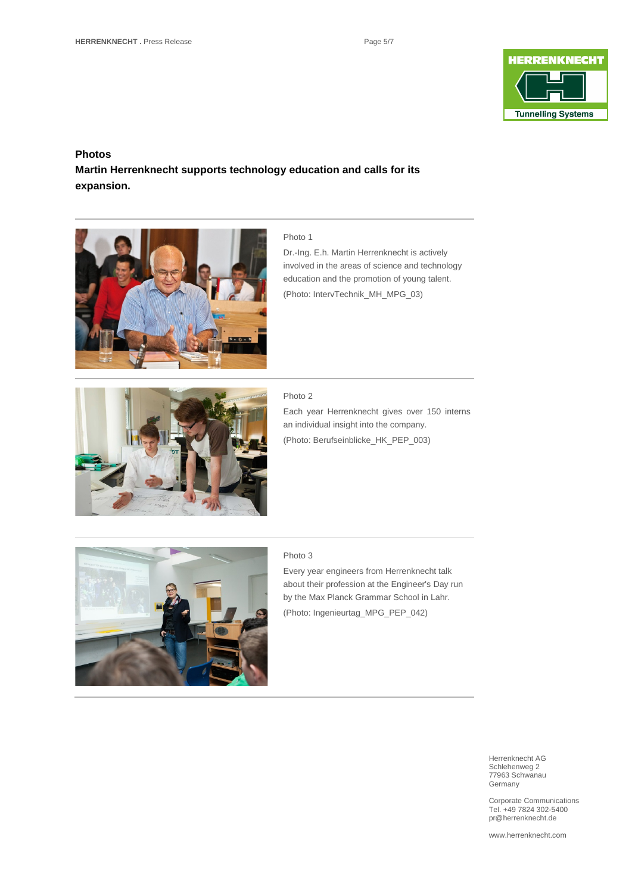## Photos

**Martin Herrenknecht supports technology education and calls for its expansion.**

Photo 1

Dr.-Ing. E.h. Martin Herrenknecht is actively involved in the areas of science and technology education and the promotion of young talent.

(Photo: IntervTechnik_MH_MPG_03)

Photo 2

Each year Herrenknecht gives over 150 interns an individual insight into the company.

(Photo: Berufseinblicke_HK_PEP_003)

Photo 3

Every year engineers from Herrenknecht talk about their profession at the Engineer's Day run by the Max Planck Grammar School in Lahr.

(Photo: Ingenieurtag_MPG_PEP_042)

Herrenknecht AG
Schlehenweg 2
77963 Schwanau
Germany

Corporate Communications
Tel. +49 7824 302-5400
pr@herrenknecht.de

www.herrenknecht.com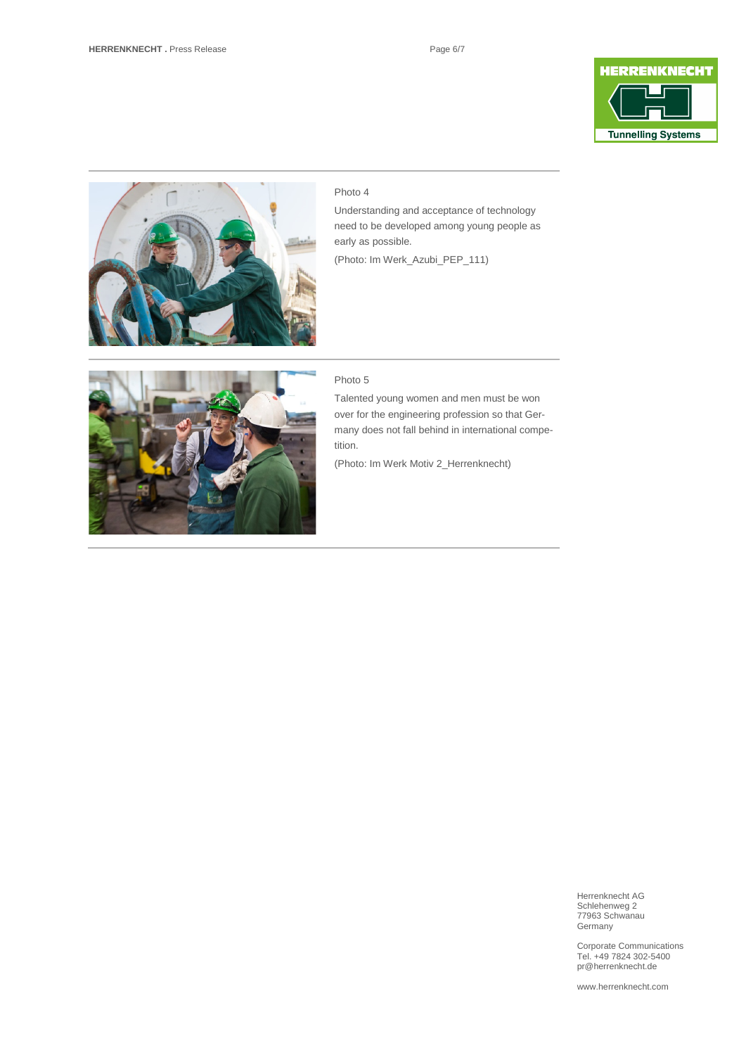Photo 4

Understanding and acceptance of technology need to be developed among young people as early as possible.

(Photo: Im Werk_Azubi_PEP_111)

Photo 5

Talented young women and men must be won over for the engineering profession so that Germany does not fall behind in international competition.

(Photo: Im Werk Motiv 2_Herrenknecht)

Herrenknecht AG
Schlehenweg 2
77963 Schwanau
Germany

Corporate Communications
Tel. +49 7824 302-5400
pr@herrenknecht.de

www.herrenknecht.com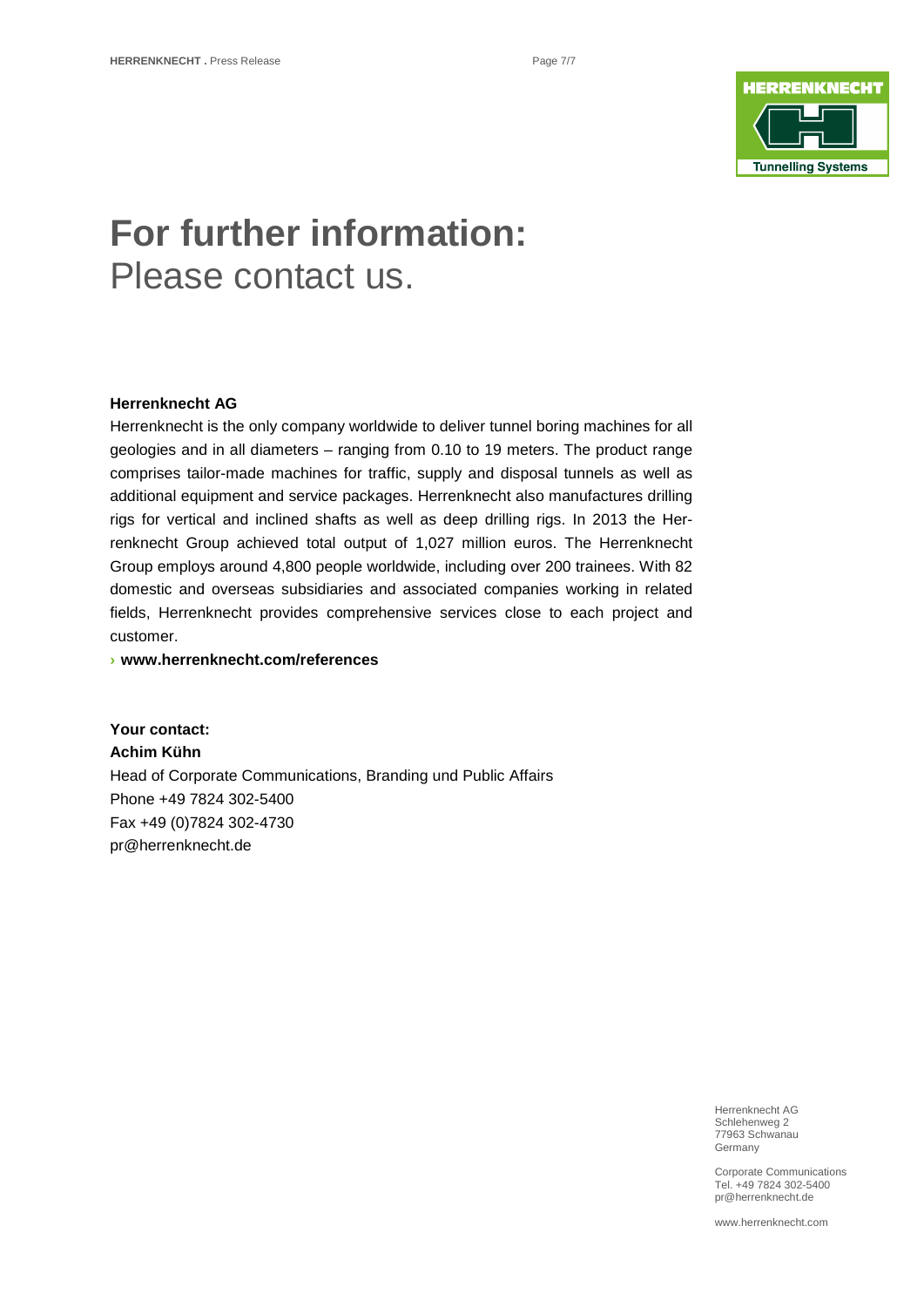# **For further information:**
Please contact us.

**Herrenknecht AG**

Herrenknecht is the only company worldwide to deliver tunnel boring machines for all geologies and in all diameters – ranging from 0.10 to 19 meters. The product range comprises tailor-made machines for traffic, supply and disposal tunnels as well as additional equipment and service packages. Herrenknecht also manufactures drilling rigs for vertical and inclined shafts as well as deep drilling rigs. In 2013 the Herrenknecht Group achieved total output of 1,027 million euros. The Herrenknecht Group employs around 4,800 people worldwide, including over 200 trainees. With 82 domestic and overseas subsidiaries and associated companies working in related fields, Herrenknecht provides comprehensive services close to each project and customer.

› **www.herrenknecht.com/references**

**Your contact:**
**Achim Kühn**
Head of Corporate Communications, Branding und Public Affairs
Phone +49 7824 302-5400
Fax +49 (0)7824 302-4730
pr@herrenknecht.de

Herrenknecht AG
Schlehenweg 2
77963 Schwanau
Germany

Corporate Communications
Tel. +49 7824 302-5400
pr@herrenknecht.de

www.herrenknecht.com